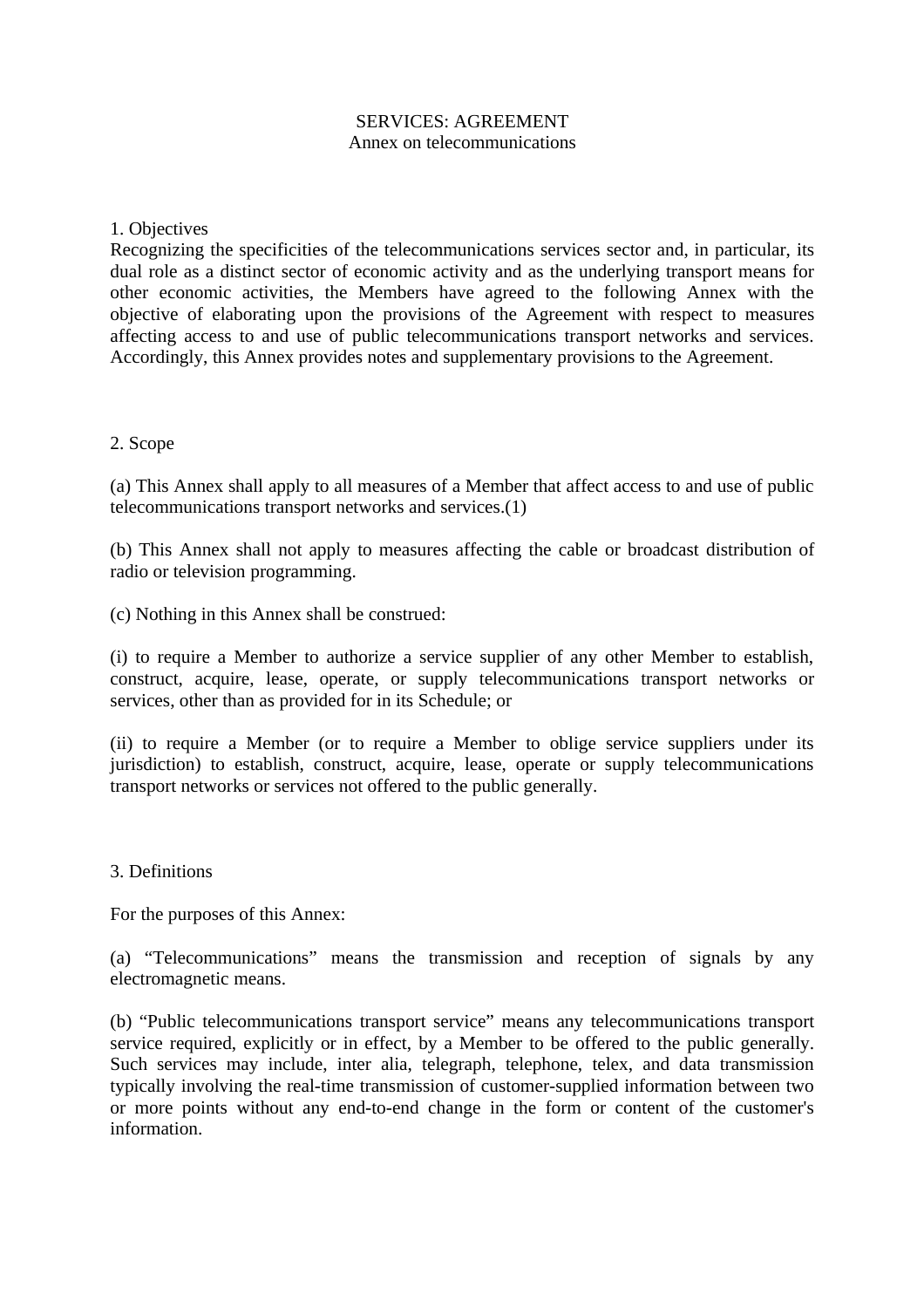# SERVICES: AGREEMENT
## Annex on telecommunications

### 1. Objectives

Recognizing the specificities of the telecommunications services sector and, in particular, its dual role as a distinct sector of economic activity and as the underlying transport means for other economic activities, the Members have agreed to the following Annex with the objective of elaborating upon the provisions of the Agreement with respect to measures affecting access to and use of public telecommunications transport networks and services. Accordingly, this Annex provides notes and supplementary provisions to the Agreement.

### 2. Scope

(a) This Annex shall apply to all measures of a Member that affect access to and use of public telecommunications transport networks and services.(1)

(b) This Annex shall not apply to measures affecting the cable or broadcast distribution of radio or television programming.

(c) Nothing in this Annex shall be construed:

(i) to require a Member to authorize a service supplier of any other Member to establish, construct, acquire, lease, operate, or supply telecommunications transport networks or services, other than as provided for in its Schedule; or

(ii) to require a Member (or to require a Member to oblige service suppliers under its jurisdiction) to establish, construct, acquire, lease, operate or supply telecommunications transport networks or services not offered to the public generally.

### 3. Definitions

For the purposes of this Annex:

(a) "Telecommunications" means the transmission and reception of signals by any electromagnetic means.

(b) "Public telecommunications transport service" means any telecommunications transport service required, explicitly or in effect, by a Member to be offered to the public generally. Such services may include, inter alia, telegraph, telephone, telex, and data transmission typically involving the real-time transmission of customer-supplied information between two or more points without any end-to-end change in the form or content of the customer's information.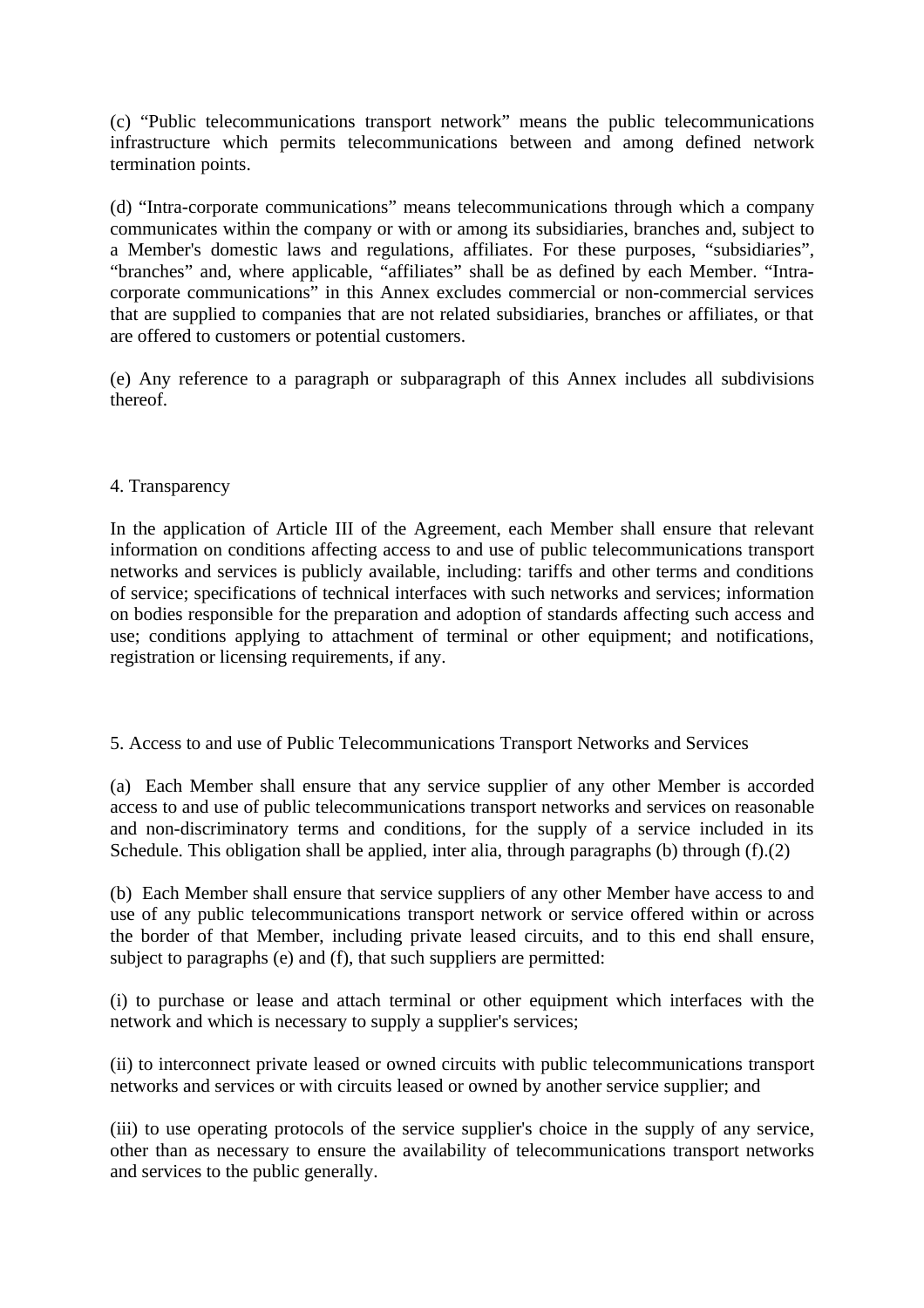(c) “Public telecommunications transport network” means the public telecommunications infrastructure which permits telecommunications between and among defined network termination points.

(d) “Intra-corporate communications” means telecommunications through which a company communicates within the company or with or among its subsidiaries, branches and, subject to a Member's domestic laws and regulations, affiliates. For these purposes, “subsidiaries”, “branches” and, where applicable, “affiliates” shall be as defined by each Member. “Intra-corporate communications” in this Annex excludes commercial or non-commercial services that are supplied to companies that are not related subsidiaries, branches or affiliates, or that are offered to customers or potential customers.

(e) Any reference to a paragraph or subparagraph of this Annex includes all subdivisions thereof.

## 4. Transparency

In the application of Article III of the Agreement, each Member shall ensure that relevant information on conditions affecting access to and use of public telecommunications transport networks and services is publicly available, including: tariffs and other terms and conditions of service; specifications of technical interfaces with such networks and services; information on bodies responsible for the preparation and adoption of standards affecting such access and use; conditions applying to attachment of terminal or other equipment; and notifications, registration or licensing requirements, if any.

## 5. Access to and use of Public Telecommunications Transport Networks and Services

(a) Each Member shall ensure that any service supplier of any other Member is accorded access to and use of public telecommunications transport networks and services on reasonable and non-discriminatory terms and conditions, for the supply of a service included in its Schedule. This obligation shall be applied, inter alia, through paragraphs (b) through (f).(2)

(b) Each Member shall ensure that service suppliers of any other Member have access to and use of any public telecommunications transport network or service offered within or across the border of that Member, including private leased circuits, and to this end shall ensure, subject to paragraphs (e) and (f), that such suppliers are permitted:

(i) to purchase or lease and attach terminal or other equipment which interfaces with the network and which is necessary to supply a supplier's services;

(ii) to interconnect private leased or owned circuits with public telecommunications transport networks and services or with circuits leased or owned by another service supplier; and

(iii) to use operating protocols of the service supplier's choice in the supply of any service, other than as necessary to ensure the availability of telecommunications transport networks and services to the public generally.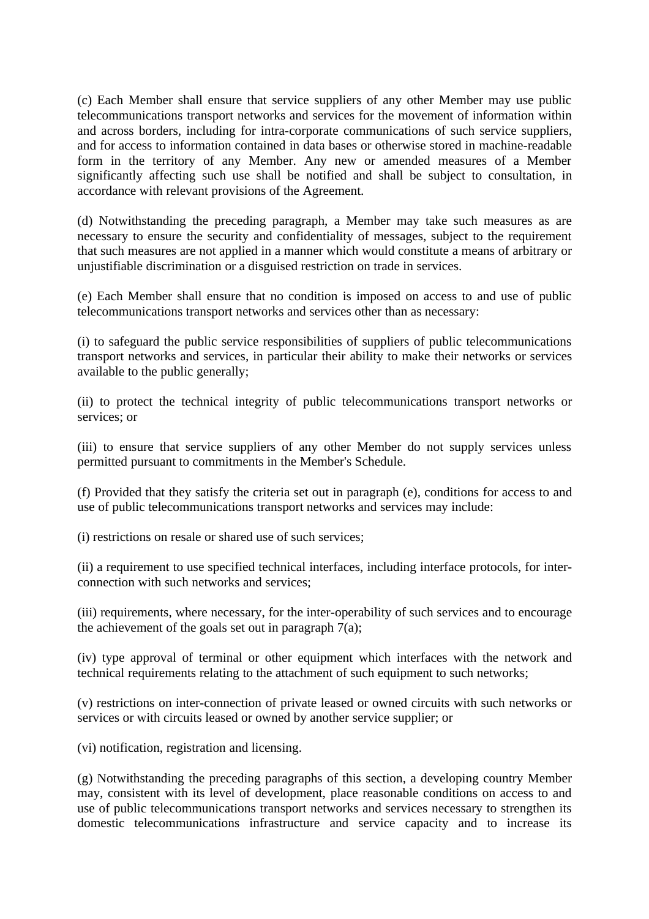(c) Each Member shall ensure that service suppliers of any other Member may use public telecommunications transport networks and services for the movement of information within and across borders, including for intra-corporate communications of such service suppliers, and for access to information contained in data bases or otherwise stored in machine-readable form in the territory of any Member. Any new or amended measures of a Member significantly affecting such use shall be notified and shall be subject to consultation, in accordance with relevant provisions of the Agreement.

(d) Notwithstanding the preceding paragraph, a Member may take such measures as are necessary to ensure the security and confidentiality of messages, subject to the requirement that such measures are not applied in a manner which would constitute a means of arbitrary or unjustifiable discrimination or a disguised restriction on trade in services.

(e) Each Member shall ensure that no condition is imposed on access to and use of public telecommunications transport networks and services other than as necessary:

(i) to safeguard the public service responsibilities of suppliers of public telecommunications transport networks and services, in particular their ability to make their networks or services available to the public generally;

(ii) to protect the technical integrity of public telecommunications transport networks or services; or

(iii) to ensure that service suppliers of any other Member do not supply services unless permitted pursuant to commitments in the Member's Schedule.

(f) Provided that they satisfy the criteria set out in paragraph (e), conditions for access to and use of public telecommunications transport networks and services may include:

(i) restrictions on resale or shared use of such services;

(ii) a requirement to use specified technical interfaces, including interface protocols, for inter-connection with such networks and services;

(iii) requirements, where necessary, for the inter-operability of such services and to encourage the achievement of the goals set out in paragraph 7(a);

(iv) type approval of terminal or other equipment which interfaces with the network and technical requirements relating to the attachment of such equipment to such networks;

(v) restrictions on inter-connection of private leased or owned circuits with such networks or services or with circuits leased or owned by another service supplier; or

(vi) notification, registration and licensing.

(g) Notwithstanding the preceding paragraphs of this section, a developing country Member may, consistent with its level of development, place reasonable conditions on access to and use of public telecommunications transport networks and services necessary to strengthen its domestic telecommunications infrastructure and service capacity and to increase its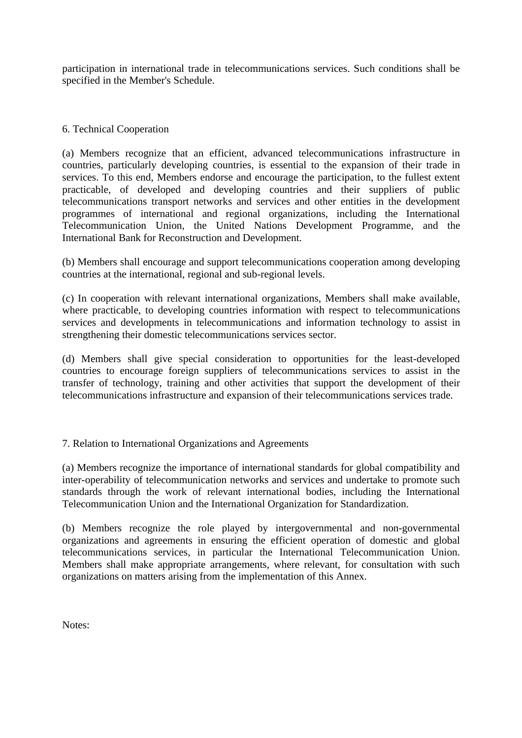participation in international trade in telecommunications services. Such conditions shall be specified in the Member's Schedule.

## 6. Technical Cooperation

(a) Members recognize that an efficient, advanced telecommunications infrastructure in countries, particularly developing countries, is essential to the expansion of their trade in services. To this end, Members endorse and encourage the participation, to the fullest extent practicable, of developed and developing countries and their suppliers of public telecommunications transport networks and services and other entities in the development programmes of international and regional organizations, including the International Telecommunication Union, the United Nations Development Programme, and the International Bank for Reconstruction and Development.

(b) Members shall encourage and support telecommunications cooperation among developing countries at the international, regional and sub-regional levels.

(c) In cooperation with relevant international organizations, Members shall make available, where practicable, to developing countries information with respect to telecommunications services and developments in telecommunications and information technology to assist in strengthening their domestic telecommunications services sector.

(d) Members shall give special consideration to opportunities for the least-developed countries to encourage foreign suppliers of telecommunications services to assist in the transfer of technology, training and other activities that support the development of their telecommunications infrastructure and expansion of their telecommunications services trade.

## 7. Relation to International Organizations and Agreements

(a) Members recognize the importance of international standards for global compatibility and inter-operability of telecommunication networks and services and undertake to promote such standards through the work of relevant international bodies, including the International Telecommunication Union and the International Organization for Standardization.

(b) Members recognize the role played by intergovernmental and non-governmental organizations and agreements in ensuring the efficient operation of domestic and global telecommunications services, in particular the International Telecommunication Union. Members shall make appropriate arrangements, where relevant, for consultation with such organizations on matters arising from the implementation of this Annex.

Notes: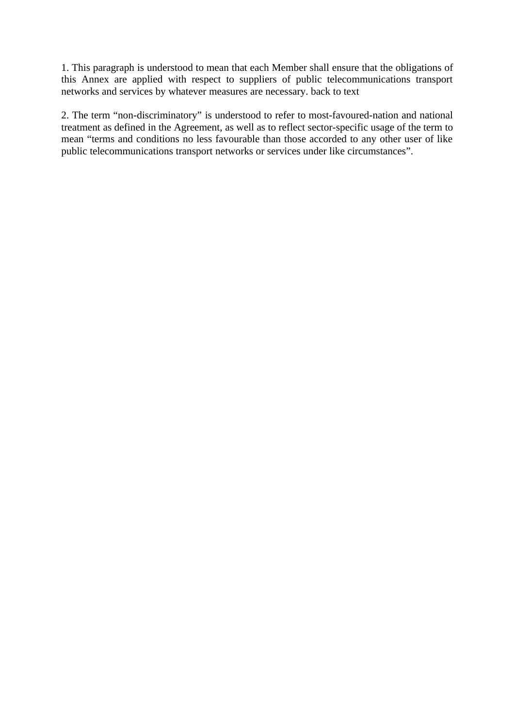1. This paragraph is understood to mean that each Member shall ensure that the obligations of this Annex are applied with respect to suppliers of public telecommunications transport networks and services by whatever measures are necessary. back to text

2. The term "non-discriminatory" is understood to refer to most-favoured-nation and national treatment as defined in the Agreement, as well as to reflect sector-specific usage of the term to mean "terms and conditions no less favourable than those accorded to any other user of like public telecommunications transport networks or services under like circumstances".